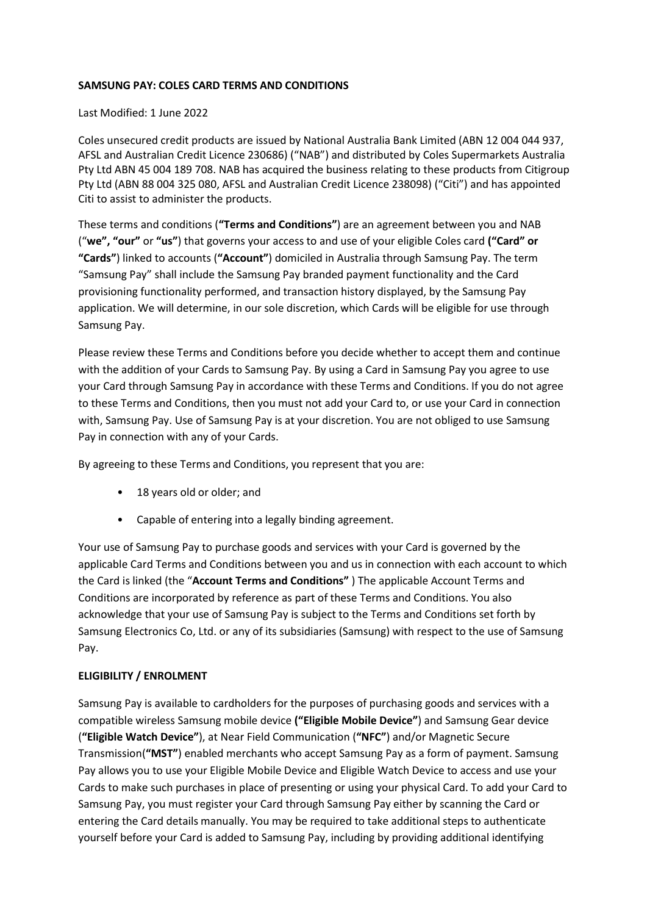**SAMSUNG PAY: COLES CARD TERMS AND CONDITIONS**

Last Modified: 1 June 2022

Coles unsecured credit products are issued by National Australia Bank Limited (ABN 12 004 044 937, AFSL and Australian Credit Licence 230686) ("NAB") and distributed by Coles Supermarkets Australia Pty Ltd ABN 45 004 189 708. NAB has acquired the business relating to these products from Citigroup Pty Ltd (ABN 88 004 325 080, AFSL and Australian Credit Licence 238098) ("Citi") and has appointed Citi to assist to administer the products.

These terms and conditions (**"Terms and Conditions"**) are an agreement between you and NAB ("**we", "our"** or **"us"**) that governs your access to and use of your eligible Coles card **("Card" or "Cards"**) linked to accounts (**"Account"**) domiciled in Australia through Samsung Pay. The term "Samsung Pay" shall include the Samsung Pay branded payment functionality and the Card provisioning functionality performed, and transaction history displayed, by the Samsung Pay application. We will determine, in our sole discretion, which Cards will be eligible for use through Samsung Pay.

Please review these Terms and Conditions before you decide whether to accept them and continue with the addition of your Cards to Samsung Pay. By using a Card in Samsung Pay you agree to use your Card through Samsung Pay in accordance with these Terms and Conditions. If you do not agree to these Terms and Conditions, then you must not add your Card to, or use your Card in connection with, Samsung Pay. Use of Samsung Pay is at your discretion. You are not obliged to use Samsung Pay in connection with any of your Cards.

By agreeing to these Terms and Conditions, you represent that you are:

- 18 years old or older; and
- Capable of entering into a legally binding agreement.

Your use of Samsung Pay to purchase goods and services with your Card is governed by the applicable Card Terms and Conditions between you and us in connection with each account to which the Card is linked (the "**Account Terms and Conditions"** ) The applicable Account Terms and Conditions are incorporated by reference as part of these Terms and Conditions. You also acknowledge that your use of Samsung Pay is subject to the Terms and Conditions set forth by Samsung Electronics Co, Ltd. or any of its subsidiaries (Samsung) with respect to the use of Samsung Pay.

**ELIGIBILITY / ENROLMENT**

Samsung Pay is available to cardholders for the purposes of purchasing goods and services with a compatible wireless Samsung mobile device **("Eligible Mobile Device"**) and Samsung Gear device (**"Eligible Watch Device"**), at Near Field Communication (**"NFC"**) and/or Magnetic Secure Transmission(**"MST"**) enabled merchants who accept Samsung Pay as a form of payment. Samsung Pay allows you to use your Eligible Mobile Device and Eligible Watch Device to access and use your Cards to make such purchases in place of presenting or using your physical Card. To add your Card to Samsung Pay, you must register your Card through Samsung Pay either by scanning the Card or entering the Card details manually. You may be required to take additional steps to authenticate yourself before your Card is added to Samsung Pay, including by providing additional identifying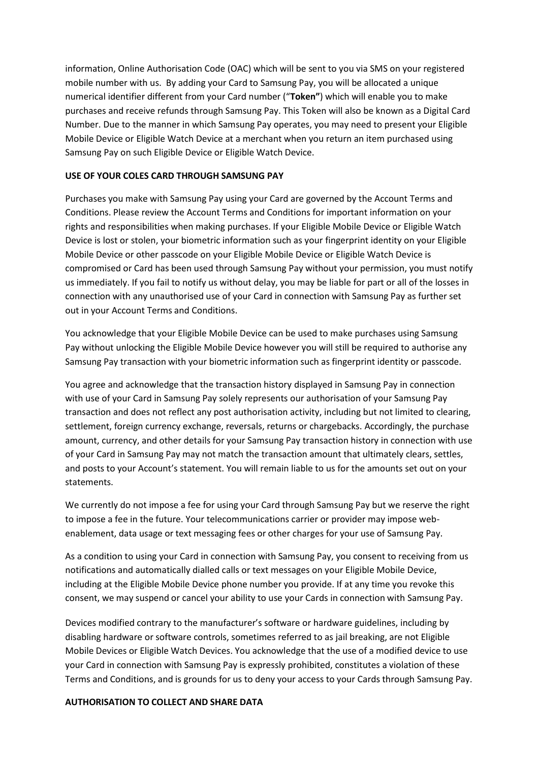information, Online Authorisation Code (OAC) which will be sent to you via SMS on your registered mobile number with us. By adding your Card to Samsung Pay, you will be allocated a unique numerical identifier different from your Card number ("**Token"**) which will enable you to make purchases and receive refunds through Samsung Pay. This Token will also be known as a Digital Card Number. Due to the manner in which Samsung Pay operates, you may need to present your Eligible Mobile Device or Eligible Watch Device at a merchant when you return an item purchased using Samsung Pay on such Eligible Device or Eligible Watch Device.

**USE OF YOUR COLES CARD THROUGH SAMSUNG PAY**

Purchases you make with Samsung Pay using your Card are governed by the Account Terms and Conditions. Please review the Account Terms and Conditions for important information on your rights and responsibilities when making purchases. If your Eligible Mobile Device or Eligible Watch Device is lost or stolen, your biometric information such as your fingerprint identity on your Eligible Mobile Device or other passcode on your Eligible Mobile Device or Eligible Watch Device is compromised or Card has been used through Samsung Pay without your permission, you must notify us immediately. If you fail to notify us without delay, you may be liable for part or all of the losses in connection with any unauthorised use of your Card in connection with Samsung Pay as further set out in your Account Terms and Conditions.

You acknowledge that your Eligible Mobile Device can be used to make purchases using Samsung Pay without unlocking the Eligible Mobile Device however you will still be required to authorise any Samsung Pay transaction with your biometric information such as fingerprint identity or passcode.

You agree and acknowledge that the transaction history displayed in Samsung Pay in connection with use of your Card in Samsung Pay solely represents our authorisation of your Samsung Pay transaction and does not reflect any post authorisation activity, including but not limited to clearing, settlement, foreign currency exchange, reversals, returns or chargebacks. Accordingly, the purchase amount, currency, and other details for your Samsung Pay transaction history in connection with use of your Card in Samsung Pay may not match the transaction amount that ultimately clears, settles, and posts to your Account's statement. You will remain liable to us for the amounts set out on your statements.

We currently do not impose a fee for using your Card through Samsung Pay but we reserve the right to impose a fee in the future. Your telecommunications carrier or provider may impose web-enablement, data usage or text messaging fees or other charges for your use of Samsung Pay.

As a condition to using your Card in connection with Samsung Pay, you consent to receiving from us notifications and automatically dialled calls or text messages on your Eligible Mobile Device, including at the Eligible Mobile Device phone number you provide. If at any time you revoke this consent, we may suspend or cancel your ability to use your Cards in connection with Samsung Pay.

Devices modified contrary to the manufacturer's software or hardware guidelines, including by disabling hardware or software controls, sometimes referred to as jail breaking, are not Eligible Mobile Devices or Eligible Watch Devices. You acknowledge that the use of a modified device to use your Card in connection with Samsung Pay is expressly prohibited, constitutes a violation of these Terms and Conditions, and is grounds for us to deny your access to your Cards through Samsung Pay.

**AUTHORISATION TO COLLECT AND SHARE DATA**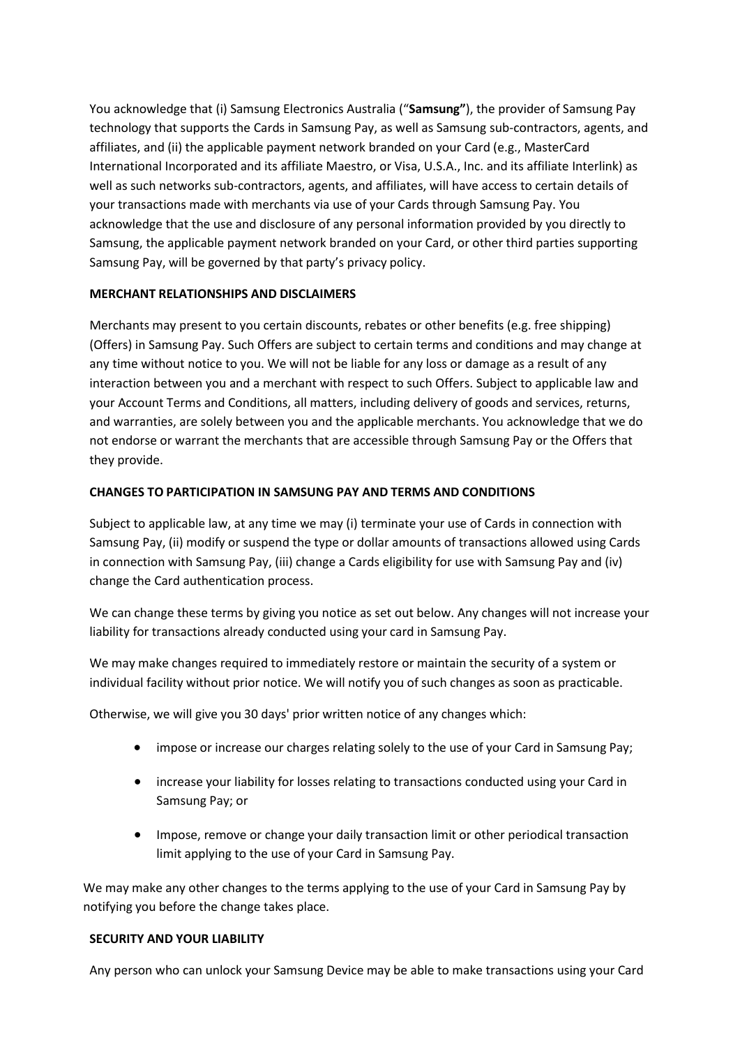You acknowledge that (i) Samsung Electronics Australia ("**Samsung"**), the provider of Samsung Pay technology that supports the Cards in Samsung Pay, as well as Samsung sub-contractors, agents, and affiliates, and (ii) the applicable payment network branded on your Card (e.g., MasterCard International Incorporated and its affiliate Maestro, or Visa, U.S.A., Inc. and its affiliate Interlink) as well as such networks sub-contractors, agents, and affiliates, will have access to certain details of your transactions made with merchants via use of your Cards through Samsung Pay. You acknowledge that the use and disclosure of any personal information provided by you directly to Samsung, the applicable payment network branded on your Card, or other third parties supporting Samsung Pay, will be governed by that party's privacy policy.

**MERCHANT RELATIONSHIPS AND DISCLAIMERS**

Merchants may present to you certain discounts, rebates or other benefits (e.g. free shipping) (Offers) in Samsung Pay. Such Offers are subject to certain terms and conditions and may change at any time without notice to you. We will not be liable for any loss or damage as a result of any interaction between you and a merchant with respect to such Offers. Subject to applicable law and your Account Terms and Conditions, all matters, including delivery of goods and services, returns, and warranties, are solely between you and the applicable merchants. You acknowledge that we do not endorse or warrant the merchants that are accessible through Samsung Pay or the Offers that they provide.

**CHANGES TO PARTICIPATION IN SAMSUNG PAY AND TERMS AND CONDITIONS**

Subject to applicable law, at any time we may (i) terminate your use of Cards in connection with Samsung Pay, (ii) modify or suspend the type or dollar amounts of transactions allowed using Cards in connection with Samsung Pay, (iii) change a Cards eligibility for use with Samsung Pay and (iv) change the Card authentication process.

We can change these terms by giving you notice as set out below. Any changes will not increase your liability for transactions already conducted using your card in Samsung Pay.

We may make changes required to immediately restore or maintain the security of a system or individual facility without prior notice. We will notify you of such changes as soon as practicable.

Otherwise, we will give you 30 days' prior written notice of any changes which:

- impose or increase our charges relating solely to the use of your Card in Samsung Pay;
- increase your liability for losses relating to transactions conducted using your Card in Samsung Pay; or
- Impose, remove or change your daily transaction limit or other periodical transaction limit applying to the use of your Card in Samsung Pay.

We may make any other changes to the terms applying to the use of your Card in Samsung Pay by notifying you before the change takes place.

**SECURITY AND YOUR LIABILITY**

Any person who can unlock your Samsung Device may be able to make transactions using your Card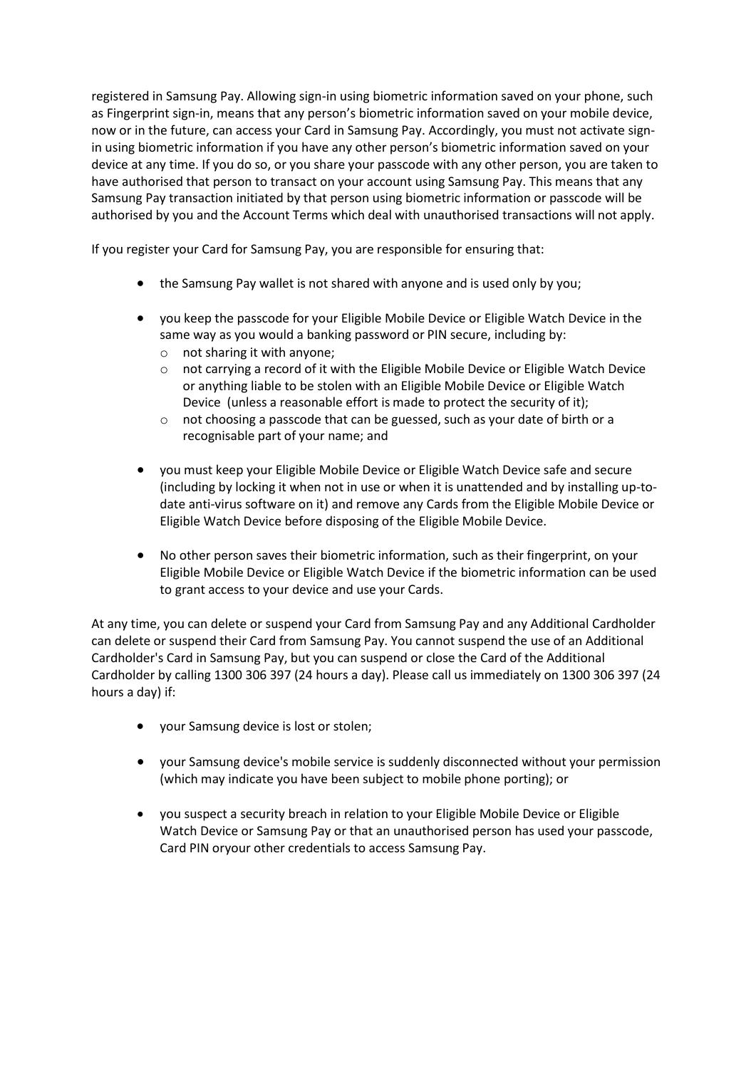registered in Samsung Pay. Allowing sign-in using biometric information saved on your phone, such as Fingerprint sign-in, means that any person's biometric information saved on your mobile device, now or in the future, can access your Card in Samsung Pay. Accordingly, you must not activate sign-in using biometric information if you have any other person's biometric information saved on your device at any time. If you do so, or you share your passcode with any other person, you are taken to have authorised that person to transact on your account using Samsung Pay. This means that any Samsung Pay transaction initiated by that person using biometric information or passcode will be authorised by you and the Account Terms which deal with unauthorised transactions will not apply.

If you register your Card for Samsung Pay, you are responsible for ensuring that:

- the Samsung Pay wallet is not shared with anyone and is used only by you;
- you keep the passcode for your Eligible Mobile Device or Eligible Watch Device in the same way as you would a banking password or PIN secure, including by:
  - not sharing it with anyone;
  - not carrying a record of it with the Eligible Mobile Device or Eligible Watch Device or anything liable to be stolen with an Eligible Mobile Device or Eligible Watch Device (unless a reasonable effort is made to protect the security of it);
  - not choosing a passcode that can be guessed, such as your date of birth or a recognisable part of your name; and
- you must keep your Eligible Mobile Device or Eligible Watch Device safe and secure (including by locking it when not in use or when it is unattended and by installing up-to-date anti-virus software on it) and remove any Cards from the Eligible Mobile Device or Eligible Watch Device before disposing of the Eligible Mobile Device.
- No other person saves their biometric information, such as their fingerprint, on your Eligible Mobile Device or Eligible Watch Device if the biometric information can be used to grant access to your device and use your Cards.

At any time, you can delete or suspend your Card from Samsung Pay and any Additional Cardholder can delete or suspend their Card from Samsung Pay. You cannot suspend the use of an Additional Cardholder's Card in Samsung Pay, but you can suspend or close the Card of the Additional Cardholder by calling 1300 306 397 (24 hours a day). Please call us immediately on 1300 306 397 (24 hours a day) if:

- your Samsung device is lost or stolen;
- your Samsung device's mobile service is suddenly disconnected without your permission (which may indicate you have been subject to mobile phone porting); or
- you suspect a security breach in relation to your Eligible Mobile Device or Eligible Watch Device or Samsung Pay or that an unauthorised person has used your passcode, Card PIN oryour other credentials to access Samsung Pay.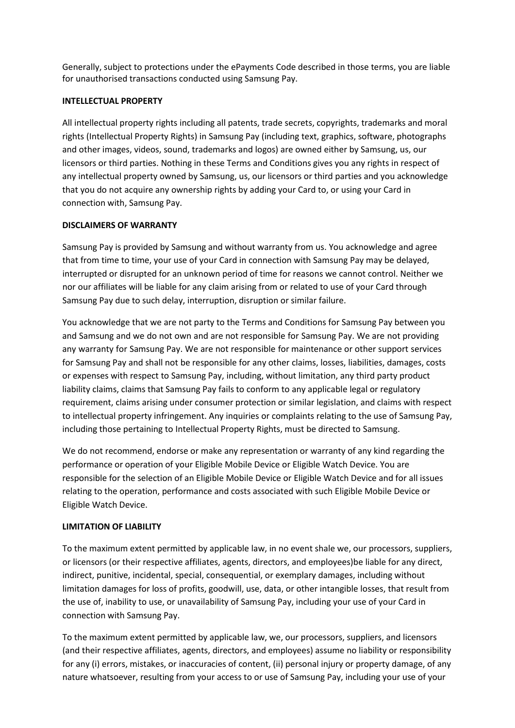Generally, subject to protections under the ePayments Code described in those terms, you are liable for unauthorised transactions conducted using Samsung Pay.

**INTELLECTUAL PROPERTY**

All intellectual property rights including all patents, trade secrets, copyrights, trademarks and moral rights (Intellectual Property Rights) in Samsung Pay (including text, graphics, software, photographs and other images, videos, sound, trademarks and logos) are owned either by Samsung, us, our licensors or third parties. Nothing in these Terms and Conditions gives you any rights in respect of any intellectual property owned by Samsung, us, our licensors or third parties and you acknowledge that you do not acquire any ownership rights by adding your Card to, or using your Card in connection with, Samsung Pay.

**DISCLAIMERS OF WARRANTY**

Samsung Pay is provided by Samsung and without warranty from us. You acknowledge and agree that from time to time, your use of your Card in connection with Samsung Pay may be delayed, interrupted or disrupted for an unknown period of time for reasons we cannot control. Neither we nor our affiliates will be liable for any claim arising from or related to use of your Card through Samsung Pay due to such delay, interruption, disruption or similar failure.

You acknowledge that we are not party to the Terms and Conditions for Samsung Pay between you and Samsung and we do not own and are not responsible for Samsung Pay. We are not providing any warranty for Samsung Pay. We are not responsible for maintenance or other support services for Samsung Pay and shall not be responsible for any other claims, losses, liabilities, damages, costs or expenses with respect to Samsung Pay, including, without limitation, any third party product liability claims, claims that Samsung Pay fails to conform to any applicable legal or regulatory requirement, claims arising under consumer protection or similar legislation, and claims with respect to intellectual property infringement. Any inquiries or complaints relating to the use of Samsung Pay, including those pertaining to Intellectual Property Rights, must be directed to Samsung.

We do not recommend, endorse or make any representation or warranty of any kind regarding the performance or operation of your Eligible Mobile Device or Eligible Watch Device. You are responsible for the selection of an Eligible Mobile Device or Eligible Watch Device and for all issues relating to the operation, performance and costs associated with such Eligible Mobile Device or Eligible Watch Device.

**LIMITATION OF LIABILITY**

To the maximum extent permitted by applicable law, in no event shale we, our processors, suppliers, or licensors (or their respective affiliates, agents, directors, and employees)be liable for any direct, indirect, punitive, incidental, special, consequential, or exemplary damages, including without limitation damages for loss of profits, goodwill, use, data, or other intangible losses, that result from the use of, inability to use, or unavailability of Samsung Pay, including your use of your Card in connection with Samsung Pay.

To the maximum extent permitted by applicable law, we, our processors, suppliers, and licensors (and their respective affiliates, agents, directors, and employees) assume no liability or responsibility for any (i) errors, mistakes, or inaccuracies of content, (ii) personal injury or property damage, of any nature whatsoever, resulting from your access to or use of Samsung Pay, including your use of your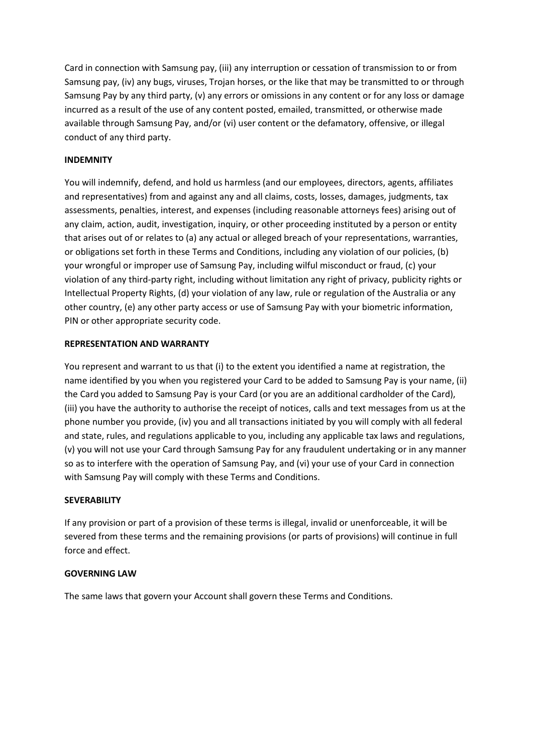Card in connection with Samsung pay, (iii) any interruption or cessation of transmission to or from Samsung pay, (iv) any bugs, viruses, Trojan horses, or the like that may be transmitted to or through Samsung Pay by any third party, (v) any errors or omissions in any content or for any loss or damage incurred as a result of the use of any content posted, emailed, transmitted, or otherwise made available through Samsung Pay, and/or (vi) user content or the defamatory, offensive, or illegal conduct of any third party.

**INDEMNITY**

You will indemnify, defend, and hold us harmless (and our employees, directors, agents, affiliates and representatives) from and against any and all claims, costs, losses, damages, judgments, tax assessments, penalties, interest, and expenses (including reasonable attorneys fees) arising out of any claim, action, audit, investigation, inquiry, or other proceeding instituted by a person or entity that arises out of or relates to (a) any actual or alleged breach of your representations, warranties, or obligations set forth in these Terms and Conditions, including any violation of our policies, (b) your wrongful or improper use of Samsung Pay, including wilful misconduct or fraud, (c) your violation of any third-party right, including without limitation any right of privacy, publicity rights or Intellectual Property Rights, (d) your violation of any law, rule or regulation of the Australia or any other country, (e) any other party access or use of Samsung Pay with your biometric information, PIN or other appropriate security code.

**REPRESENTATION AND WARRANTY**

You represent and warrant to us that (i) to the extent you identified a name at registration, the name identified by you when you registered your Card to be added to Samsung Pay is your name, (ii) the Card you added to Samsung Pay is your Card (or you are an additional cardholder of the Card), (iii) you have the authority to authorise the receipt of notices, calls and text messages from us at the phone number you provide, (iv) you and all transactions initiated by you will comply with all federal and state, rules, and regulations applicable to you, including any applicable tax laws and regulations, (v) you will not use your Card through Samsung Pay for any fraudulent undertaking or in any manner so as to interfere with the operation of Samsung Pay, and (vi) your use of your Card in connection with Samsung Pay will comply with these Terms and Conditions.

**SEVERABILITY**

If any provision or part of a provision of these terms is illegal, invalid or unenforceable, it will be severed from these terms and the remaining provisions (or parts of provisions) will continue in full force and effect.

**GOVERNING LAW**

The same laws that govern your Account shall govern these Terms and Conditions.